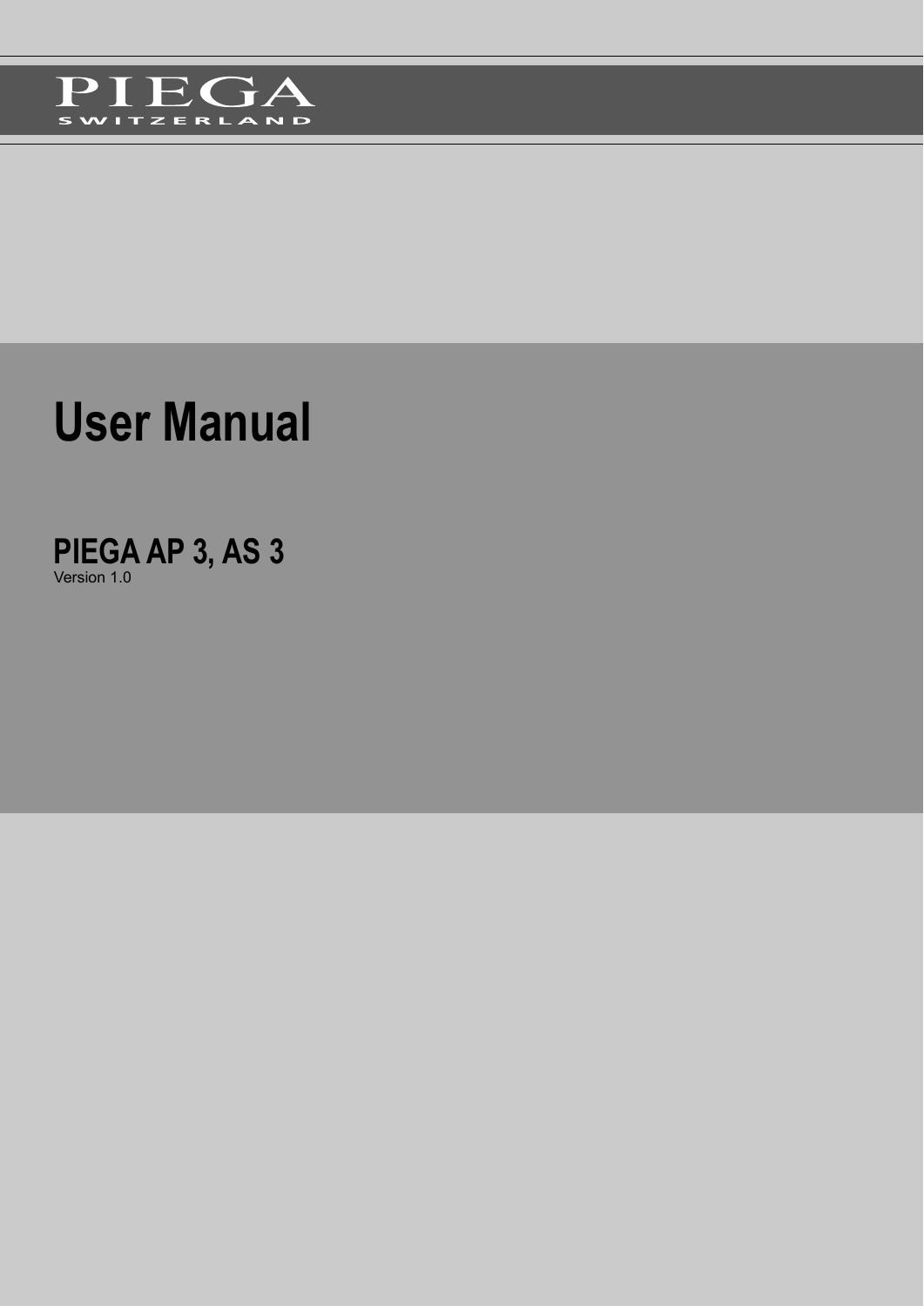PIEGA

SWITZERLAND

# User Manual

## PIEGA AP 3, AS 3

Version 1.0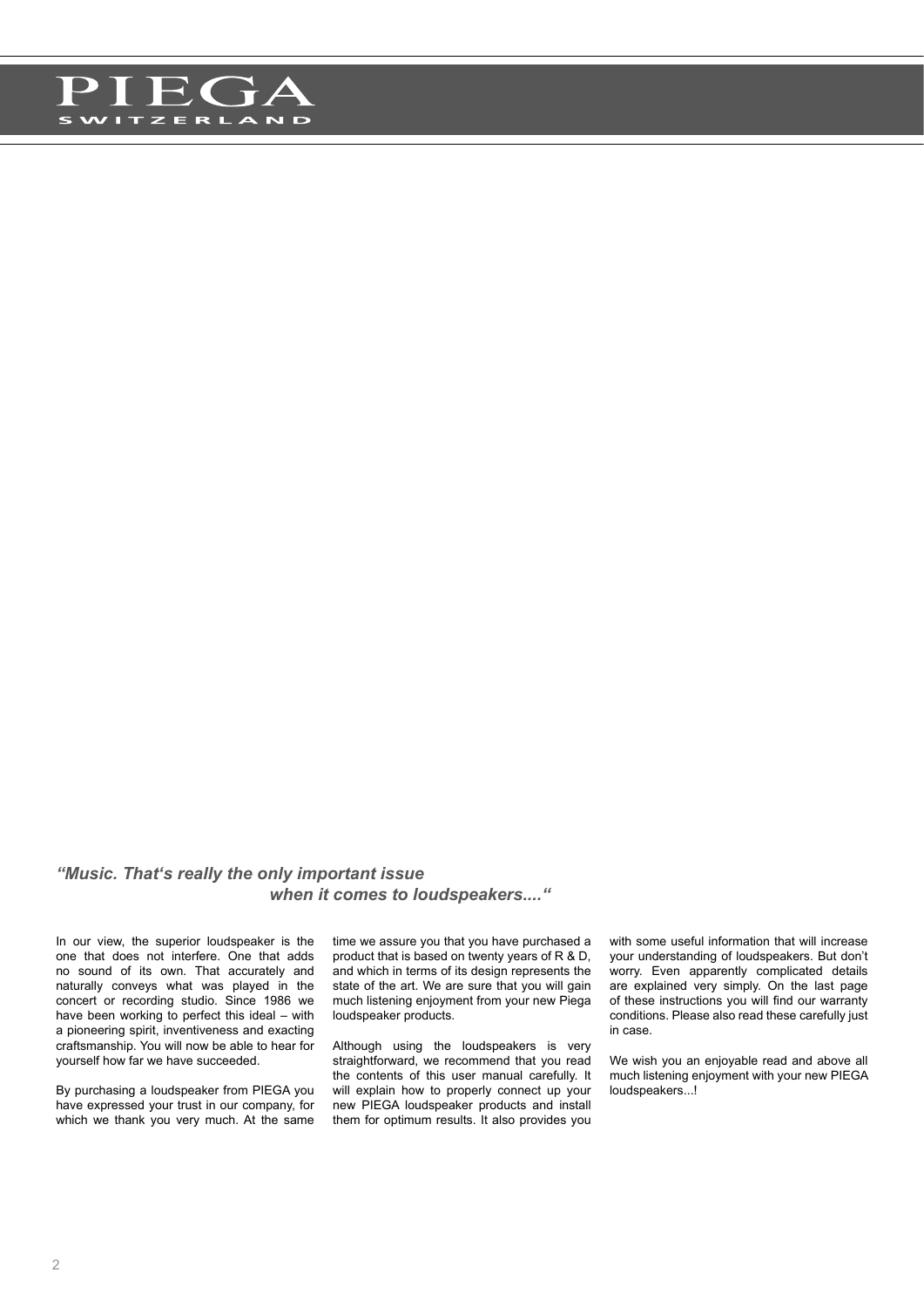*"Music. That's really the only important issue when it comes to loudspeakers...."*

In our view, the superior loudspeaker is the one that does not interfere. One that adds no sound of its own. That accurately and naturally conveys what was played in the concert or recording studio. Since 1986 we have been working to perfect this ideal – with a pioneering spirit, inventiveness and exacting craftsmanship. You will now be able to hear for yourself how far we have succeeded.

By purchasing a loudspeaker from PIEGA you have expressed your trust in our company, for which we thank you very much. At the same time we assure you that you have purchased a product that is based on twenty years of R & D, and which in terms of its design represents the state of the art. We are sure that you will gain much listening enjoyment from your new Piega loudspeaker products.

Although using the loudspeakers is very straightforward, we recommend that you read the contents of this user manual carefully. It will explain how to properly connect up your new PIEGA loudspeaker products and install them for optimum results. It also provides you with some useful information that will increase your understanding of loudspeakers. But don't worry. Even apparently complicated details are explained very simply. On the last page of these instructions you will find our warranty conditions. Please also read these carefully just in case.

We wish you an enjoyable read and above all much listening enjoyment with your new PIEGA loudspeakers...!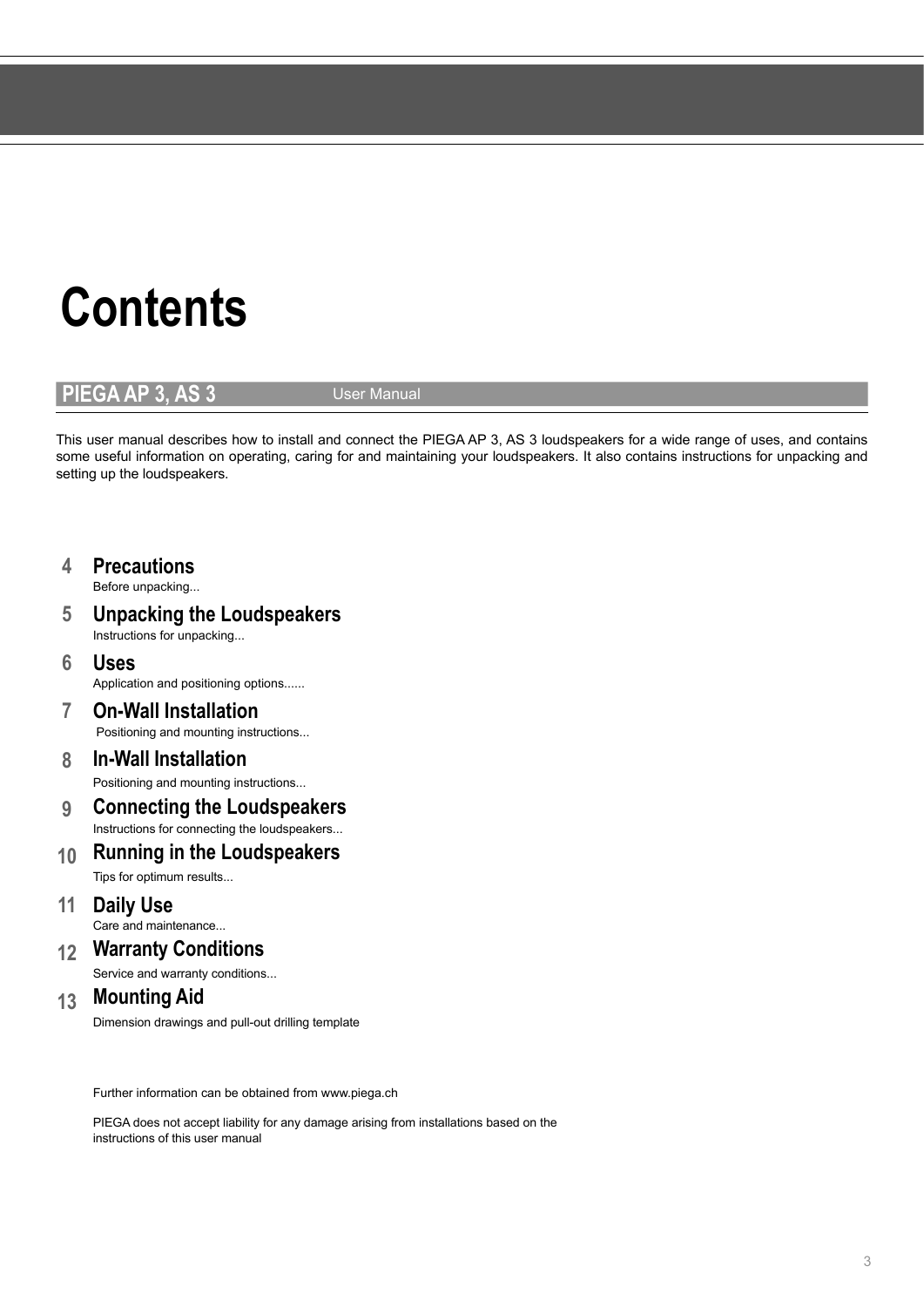# Contents

**PIEGA AP 3, AS 3** User Manual

This user manual describes how to install and connect the PIEGA AP 3, AS 3 loudspeakers for a wide range of uses, and contains some useful information on operating, caring for and maintaining your loudspeakers. It also contains instructions for unpacking and setting up the loudspeakers.

**4 Precautions**
Before unpacking...

**5 Unpacking the Loudspeakers**
Instructions for unpacking...

**6 Uses**
Application and positioning options......

**7 On-Wall Installation**
Positioning and mounting instructions...

**8 In-Wall Installation**
Positioning and mounting instructions...

**9 Connecting the Loudspeakers**
Instructions for connecting the loudspeakers...

**10 Running in the Loudspeakers**
Tips for optimum results...

**11 Daily Use**
Care and maintenance...

**12 Warranty Conditions**
Service and warranty conditions...

**13 Mounting Aid**
Dimension drawings and pull-out drilling template

Further information can be obtained from www.piega.ch

PIEGA does not accept liability for any damage arising from installations based on the instructions of this user manual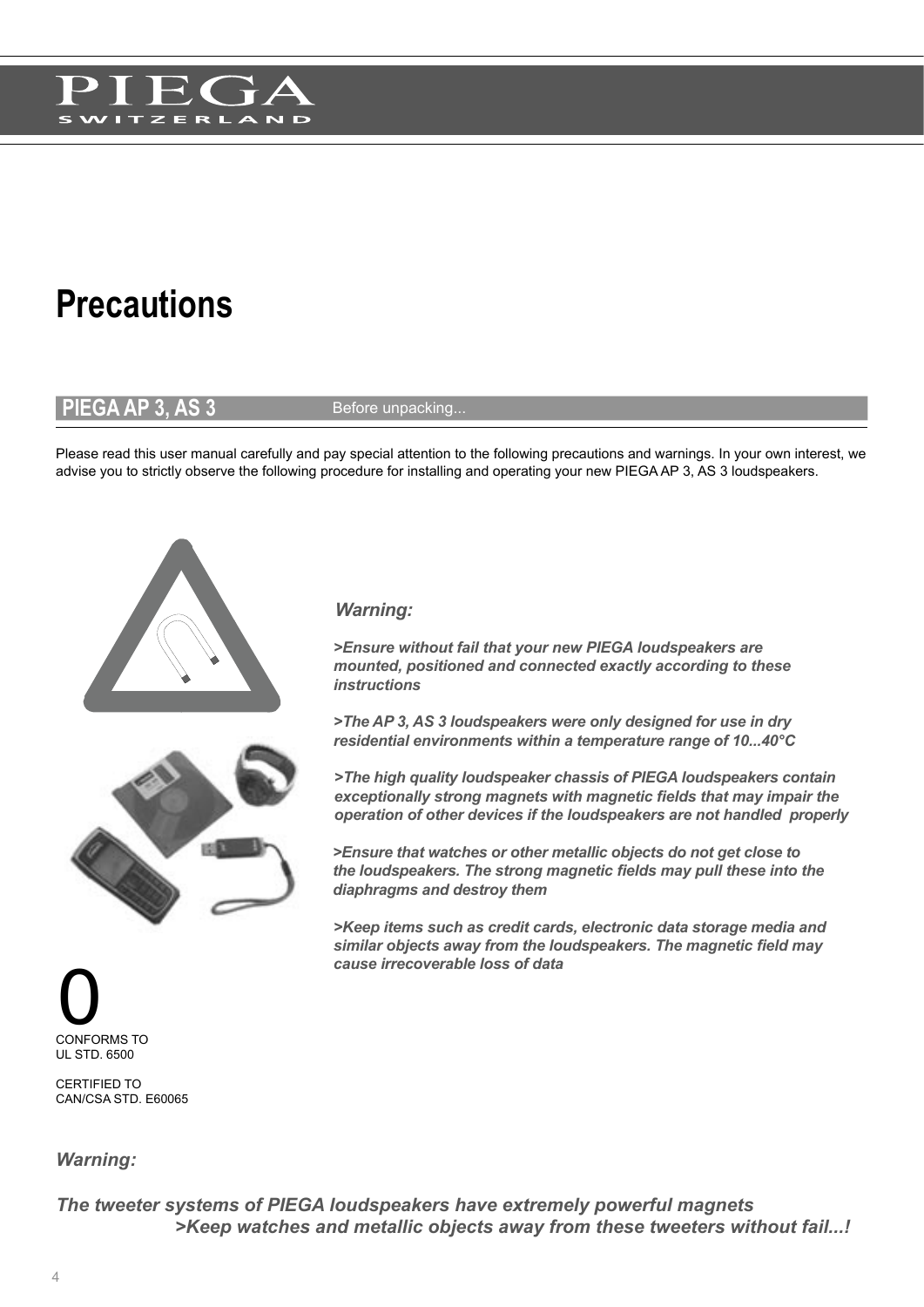# Precautions

## PIEGA AP 3, AS 3 — Before unpacking...

Please read this user manual carefully and pay special attention to the following precautions and warnings. In your own interest, we advise you to strictly observe the following procedure for installing and operating your new PIEGA AP 3, AS 3 loudspeakers.

***Warning:***

***>Ensure without fail that your new PIEGA loudspeakers are mounted, positioned and connected exactly according to these instructions***

***>The AP 3, AS 3 loudspeakers were only designed for use in dry residential environments within a temperature range of 10...40°C***

***>The high quality loudspeaker chassis of PIEGA loudspeakers contain exceptionally strong magnets with magnetic fields that may impair the operation of other devices if the loudspeakers are not handled properly***

***>Ensure that watches or other metallic objects do not get close to the loudspeakers. The strong magnetic fields may pull these into the diaphragms and destroy them***

***>Keep items such as credit cards, electronic data storage media and similar objects away from the loudspeakers. The magnetic field may cause irrecoverable loss of data***

0

CONFORMS TO
UL STD. 6500

CERTIFIED TO
CAN/CSA STD. E60065

***Warning:***

***The tweeter systems of PIEGA loudspeakers have extremely powerful magnets***
***>Keep watches and metallic objects away from these tweeters without fail...!***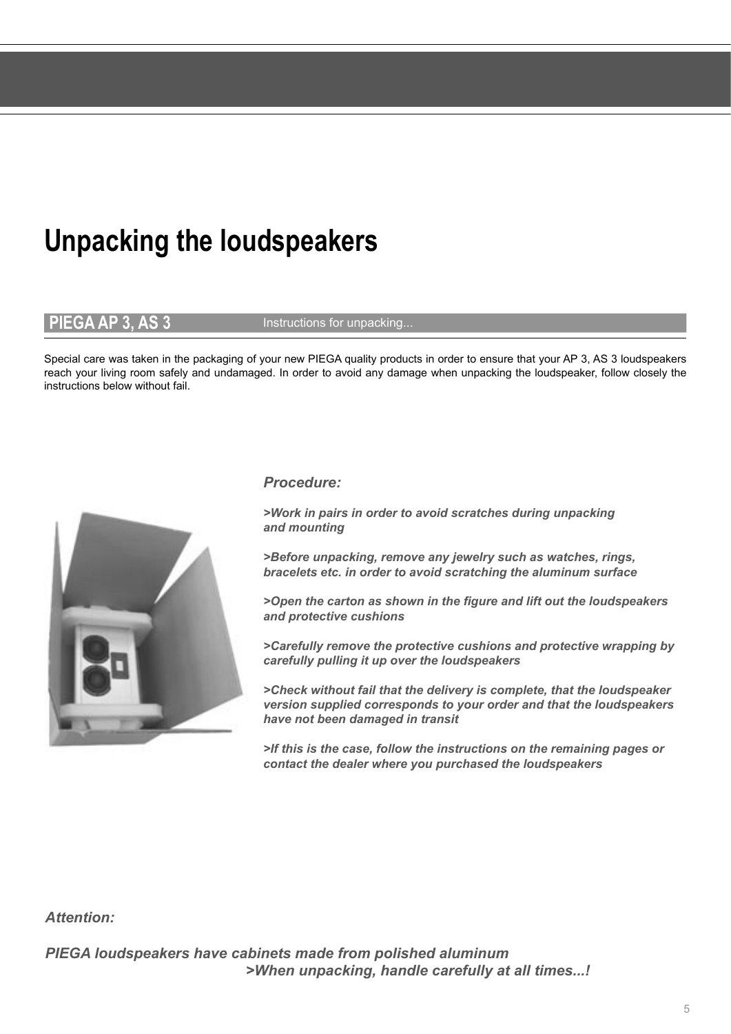# Unpacking the loudspeakers

## PIEGA AP 3, AS 3

Instructions for unpacking...

Special care was taken in the packaging of your new PIEGA quality products in order to ensure that your AP 3, AS 3 loudspeakers reach your living room safely and undamaged. In order to avoid any damage when unpacking the loudspeaker, follow closely the instructions below without fail.

***Procedure:***

***>Work in pairs in order to avoid scratches during unpacking and mounting***

***>Before unpacking, remove any jewelry such as watches, rings, bracelets etc. in order to avoid scratching the aluminum surface***

***>Open the carton as shown in the figure and lift out the loudspeakers and protective cushions***

***>Carefully remove the protective cushions and protective wrapping by carefully pulling it up over the loudspeakers***

***>Check without fail that the delivery is complete, that the loudspeaker version supplied corresponds to your order and that the loudspeakers have not been damaged in transit***

***>If this is the case, follow the instructions on the remaining pages or contact the dealer where you purchased the loudspeakers***

***Attention:***

***PIEGA loudspeakers have cabinets made from polished aluminum***
***>When unpacking, handle carefully at all times...!***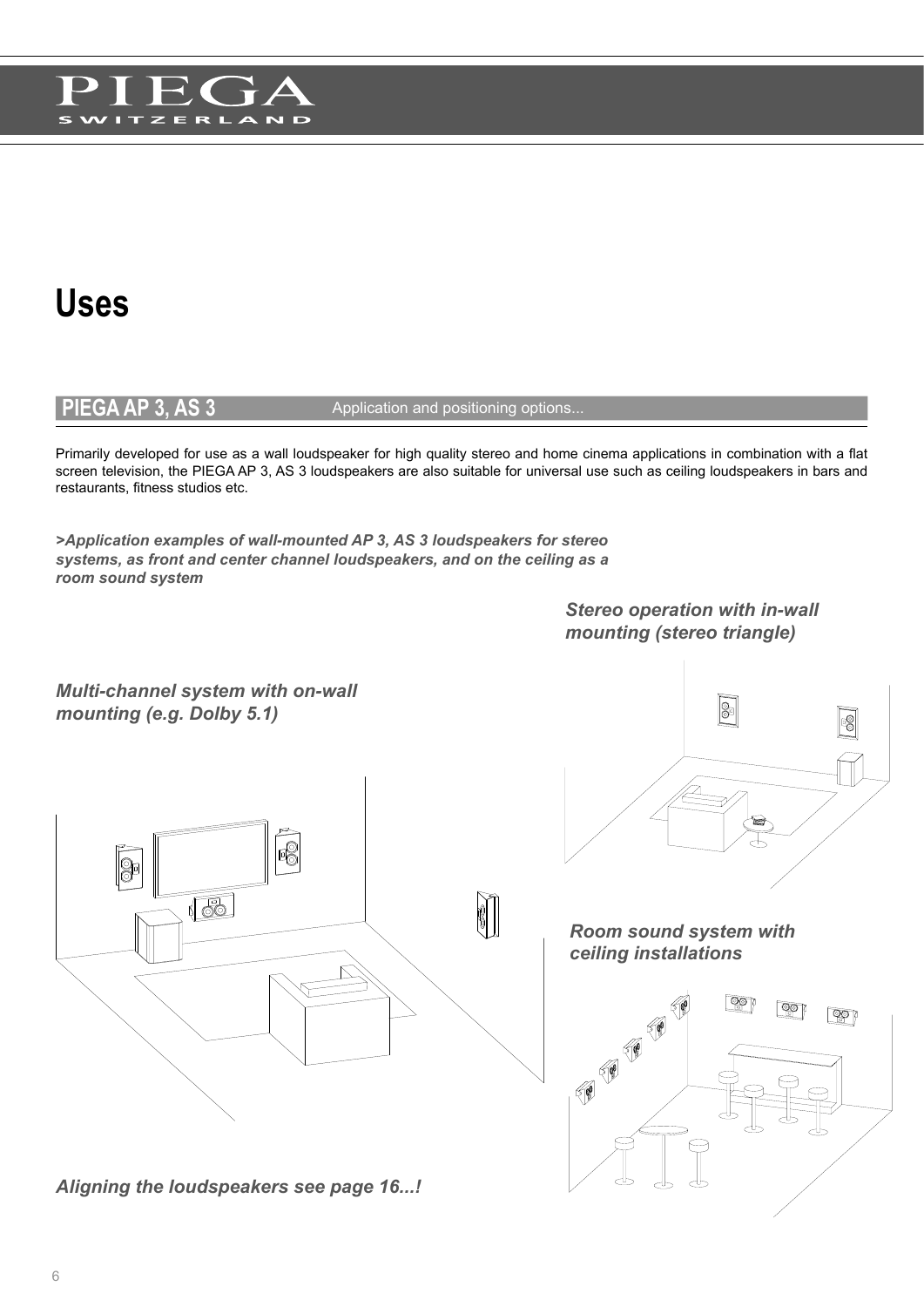# Uses

## PIEGA AP 3, AS 3

Application and positioning options...

Primarily developed for use as a wall loudspeaker for high quality stereo and home cinema applications in combination with a flat screen television, the PIEGA AP 3, AS 3 loudspeakers are also suitable for universal use such as ceiling loudspeakers in bars and restaurants, fitness studios etc.

***>Application examples of wall-mounted AP 3, AS 3 loudspeakers for stereo systems, as front and center channel loudspeakers, and on the ceiling as a room sound system***

***Stereo operation with in-wall mounting (stereo triangle)***

***Multi-channel system with on-wall mounting (e.g. Dolby 5.1)***

***Room sound system with ceiling installations***

***Aligning the loudspeakers see page 16...!***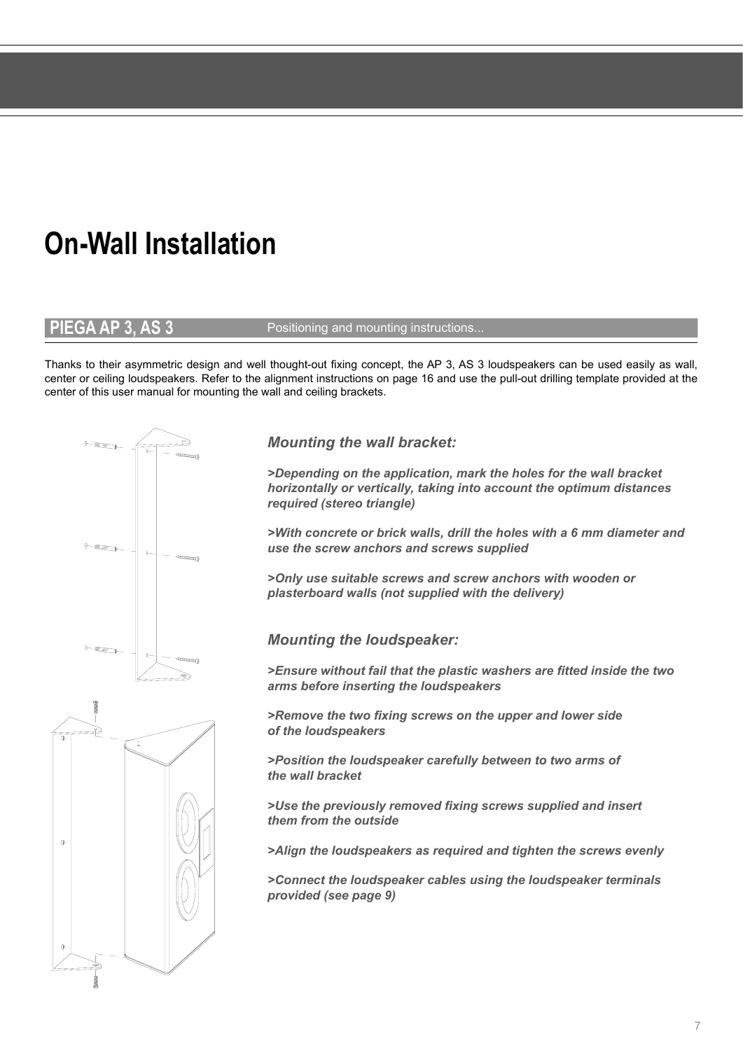# On-Wall Installation

## PIEGA AP 3, AS 3

Positioning and mounting instructions...

Thanks to their asymmetric design and well thought-out fixing concept, the AP 3, AS 3 loudspeakers can be used easily as wall, center or ceiling loudspeakers. Refer to the alignment instructions on page 16 and use the pull-out drilling template provided at the center of this user manual for mounting the wall and ceiling brackets.

### *Mounting the wall bracket:*

***>Depending on the application, mark the holes for the wall bracket horizontally or vertically, taking into account the optimum distances required (stereo triangle)***

***>With concrete or brick walls, drill the holes with a 6 mm diameter and use the screw anchors and screws supplied***

***>Only use suitable screws and screw anchors with wooden or plasterboard walls (not supplied with the delivery)***

### *Mounting the loudspeaker:*

***>Ensure without fail that the plastic washers are fitted inside the two arms before inserting the loudspeakers***

***>Remove the two fixing screws on the upper and lower side of the loudspeakers***

***>Position the loudspeaker carefully between to two arms of the wall bracket***

***>Use the previously removed fixing screws supplied and insert them from the outside***

***>Align the loudspeakers as required and tighten the screws evenly***

***>Connect the loudspeaker cables using the loudspeaker terminals provided (see page 9)***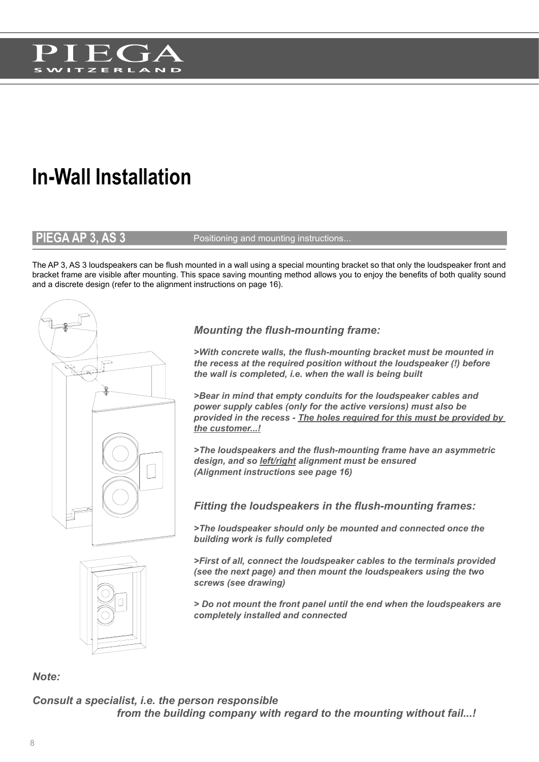# In-Wall Installation

## PIEGA AP 3, AS 3

Positioning and mounting instructions...

The AP 3, AS 3 loudspeakers can be flush mounted in a wall using a special mounting bracket so that only the loudspeaker front and bracket frame are visible after mounting. This space saving mounting method allows you to enjoy the benefits of both quality sound and a discrete design (refer to the alignment instructions on page 16).

### *Mounting the flush-mounting frame:*

***>With concrete walls, the flush-mounting bracket must be mounted in the recess at the required position without the loudspeaker (!) before the wall is completed, i.e. when the wall is being built***

***>Bear in mind that empty conduits for the loudspeaker cables and power supply cables (only for the active versions) must also be provided in the recess - <u>The holes required for this must be provided by the customer...!</u>***

***>The loudspeakers and the flush-mounting frame have an asymmetric design, and so <u>left/right</u> alignment must be ensured (Alignment instructions see page 16)***

### *Fitting the loudspeakers in the flush-mounting frames:*

***>The loudspeaker should only be mounted and connected once the building work is fully completed***

***>First of all, connect the loudspeaker cables to the terminals provided (see the next page) and then mount the loudspeakers using the two screws (see drawing)***

***> Do not mount the front panel until the end when the loudspeakers are completely installed and connected***

***Note:***

***Consult a specialist, i.e. the person responsible from the building company with regard to the mounting without fail...!***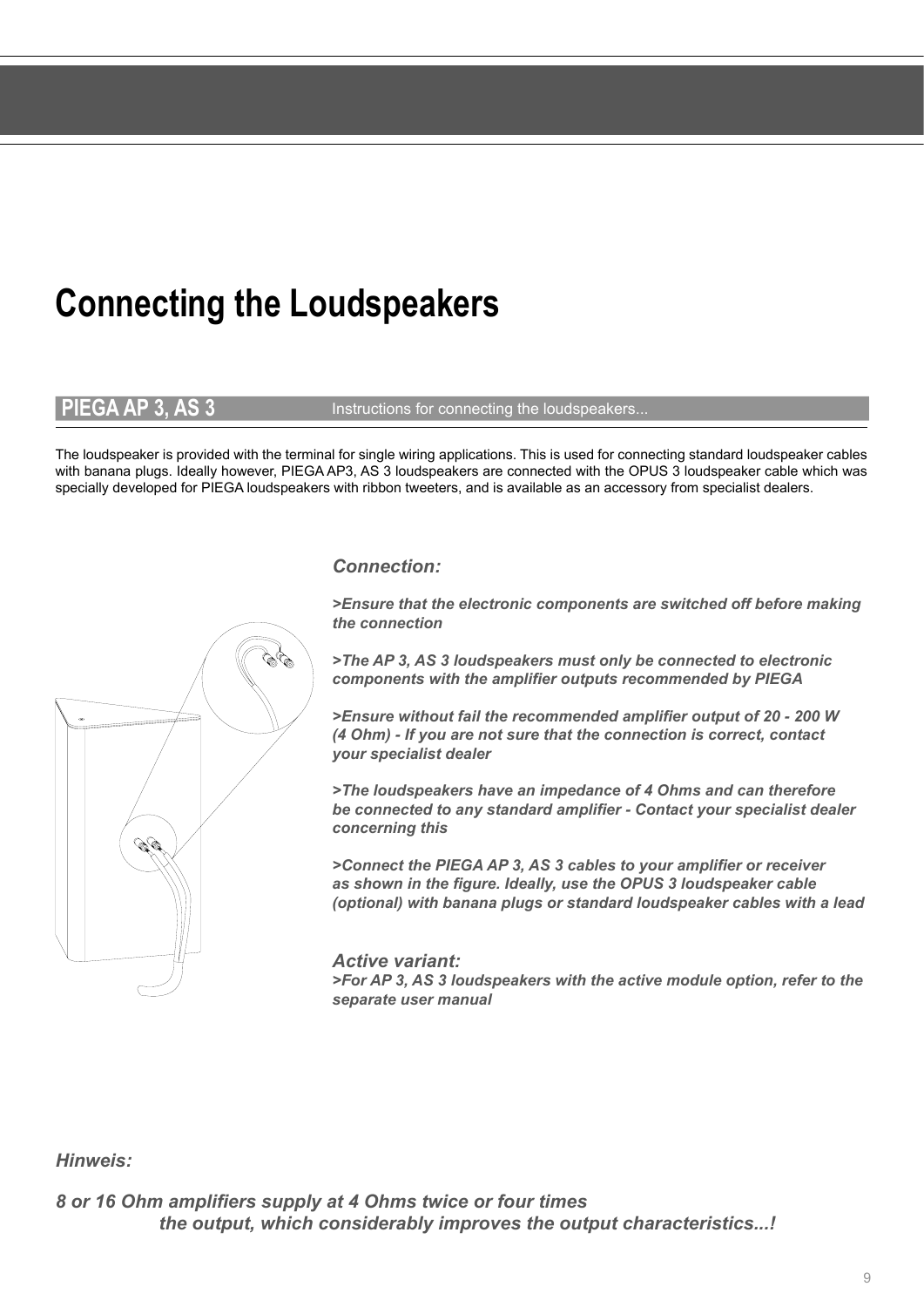# Connecting the Loudspeakers

## PIEGA AP 3, AS 3

Instructions for connecting the loudspeakers...

The loudspeaker is provided with the terminal for single wiring applications. This is used for connecting standard loudspeaker cables with banana plugs. Ideally however, PIEGA AP3, AS 3 loudspeakers are connected with the OPUS 3 loudspeaker cable which was specially developed for PIEGA loudspeakers with ribbon tweeters, and is available as an accessory from specialist dealers.

***Connection:***

***>Ensure that the electronic components are switched off before making the connection***

***>The AP 3, AS 3 loudspeakers must only be connected to electronic components with the amplifier outputs recommended by PIEGA***

***>Ensure without fail the recommended amplifier output of 20 - 200 W (4 Ohm) - If you are not sure that the connection is correct, contact your specialist dealer***

***>The loudspeakers have an impedance of 4 Ohms and can therefore be connected to any standard amplifier - Contact your specialist dealer concerning this***

***>Connect the PIEGA AP 3, AS 3 cables to your amplifier or receiver as shown in the figure. Ideally, use the OPUS 3 loudspeaker cable (optional) with banana plugs or standard loudspeaker cables with a lead***

***Active variant:***
***>For AP 3, AS 3 loudspeakers with the active module option, refer to the separate user manual***

***Hinweis:***

***8 or 16 Ohm amplifiers supply at 4 Ohms twice or four times the output, which considerably improves the output characteristics...!***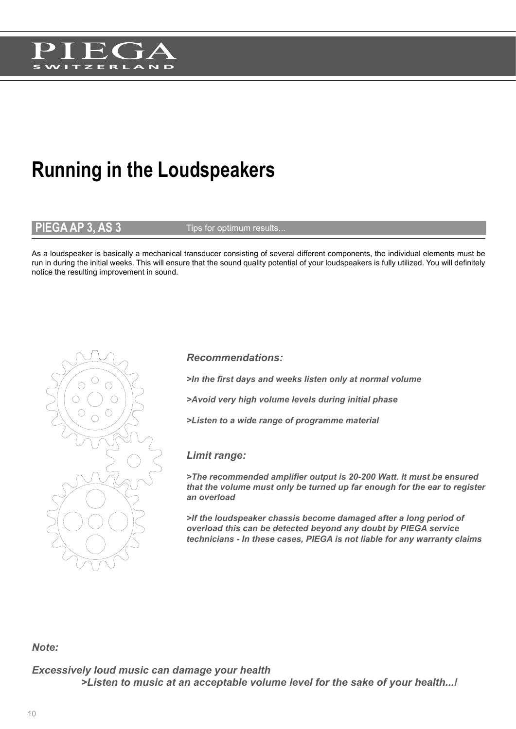# Running in the Loudspeakers

## PIEGA AP 3, AS 3

Tips for optimum results...

As a loudspeaker is basically a mechanical transducer consisting of several different components, the individual elements must be run in during the initial weeks. This will ensure that the sound quality potential of your loudspeakers is fully utilized. You will definitely notice the resulting improvement in sound.

### *Recommendations:*

***>In the first days and weeks listen only at normal volume***

***>Avoid very high volume levels during initial phase***

***>Listen to a wide range of programme material***

### *Limit range:*

***>The recommended amplifier output is 20-200 Watt. It must be ensured that the volume must only be turned up far enough for the ear to register an overload***

***>If the loudspeaker chassis become damaged after a long period of overload this can be detected beyond any doubt by PIEGA service technicians - In these cases, PIEGA is not liable for any warranty claims***

***Note:***

***Excessively loud music can damage your health***
***>Listen to music at an acceptable volume level for the sake of your health...!***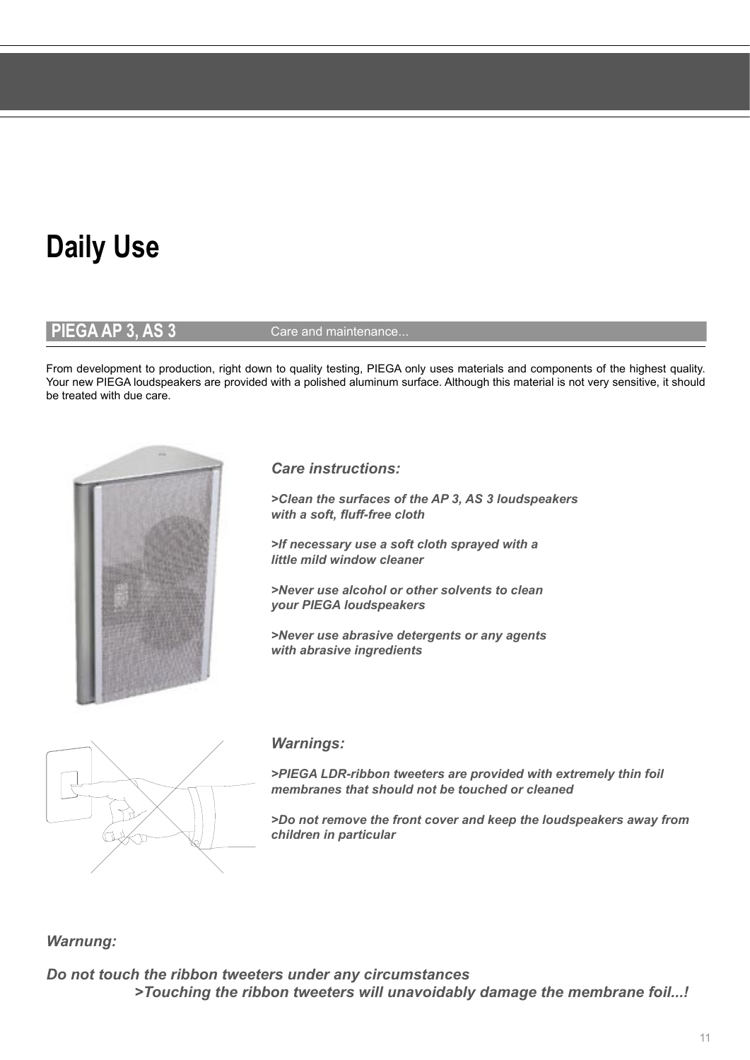# Daily Use

## PIEGA AP 3, AS 3 — Care and maintenance...

From development to production, right down to quality testing, PIEGA only uses materials and components of the highest quality. Your new PIEGA loudspeakers are provided with a polished aluminum surface. Although this material is not very sensitive, it should be treated with due care.

***Care instructions:***

***>Clean the surfaces of the AP 3, AS 3 loudspeakers with a soft, fluff-free cloth***

***>If necessary use a soft cloth sprayed with a little mild window cleaner***

***>Never use alcohol or other solvents to clean your PIEGA loudspeakers***

***>Never use abrasive detergents or any agents with abrasive ingredients***

***Warnings:***

***>PIEGA LDR-ribbon tweeters are provided with extremely thin foil membranes that should not be touched or cleaned***

***>Do not remove the front cover and keep the loudspeakers away from children in particular***

***Warnung:***

***Do not touch the ribbon tweeters under any circumstances***
***>Touching the ribbon tweeters will unavoidably damage the membrane foil...!***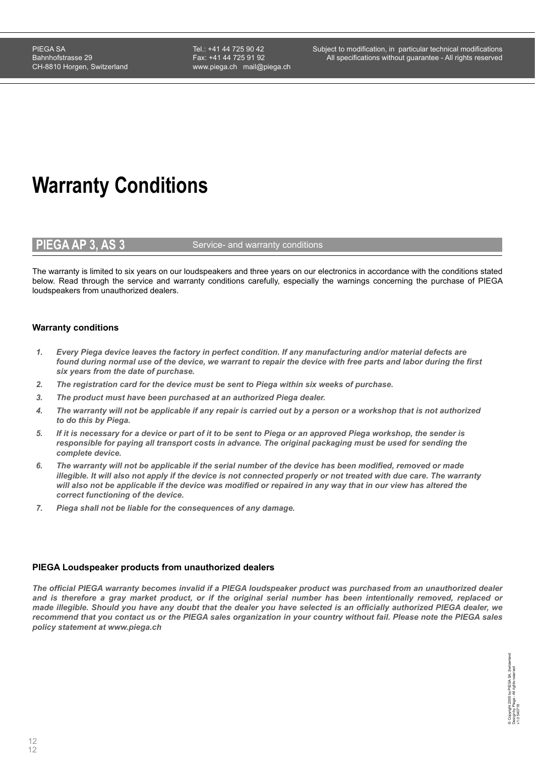# Warranty Conditions

## PIEGA AP 3, AS 3

Service- and warranty conditions

The warranty is limited to six years on our loudspeakers and three years on our electronics in accordance with the conditions stated below. Read through the service and warranty conditions carefully, especially the warnings concerning the purchase of PIEGA loudspeakers from unauthorized dealers.

### Warranty conditions

1. *Every Piega device leaves the factory in perfect condition. If any manufacturing and/or material defects are found during normal use of the device, we warrant to repair the device with free parts and labor during the first six years from the date of purchase.*
2. *The registration card for the device must be sent to Piega within six weeks of purchase.*
3. *The product must have been purchased at an authorized Piega dealer.*
4. *The warranty will not be applicable if any repair is carried out by a person or a workshop that is not authorized to do this by Piega.*
5. *If it is necessary for a device or part of it to be sent to Piega or an approved Piega workshop, the sender is responsible for paying all transport costs in advance. The original packaging must be used for sending the complete device.*
6. *The warranty will not be applicable if the serial number of the device has been modified, removed or made illegible. It will also not apply if the device is not connected properly or not treated with due care. The warranty will also not be applicable if the device was modified or repaired in any way that in our view has altered the correct functioning of the device.*
7. *Piega shall not be liable for the consequences of any damage.*

### PIEGA Loudspeaker products from unauthorized dealers

*The official PIEGA warranty becomes invalid if a PIEGA loudspeaker product was purchased from an unauthorized dealer and is therefore a gray market product, or if the original serial number has been intentionally removed, replaced or made illegible. Should you have any doubt that the dealer you have selected is an officially authorized PIEGA dealer, we recommend that you contact us or the PIEGA sales organization in your country without fail. Please note the PIEGA sales policy statement at www.piega.ch*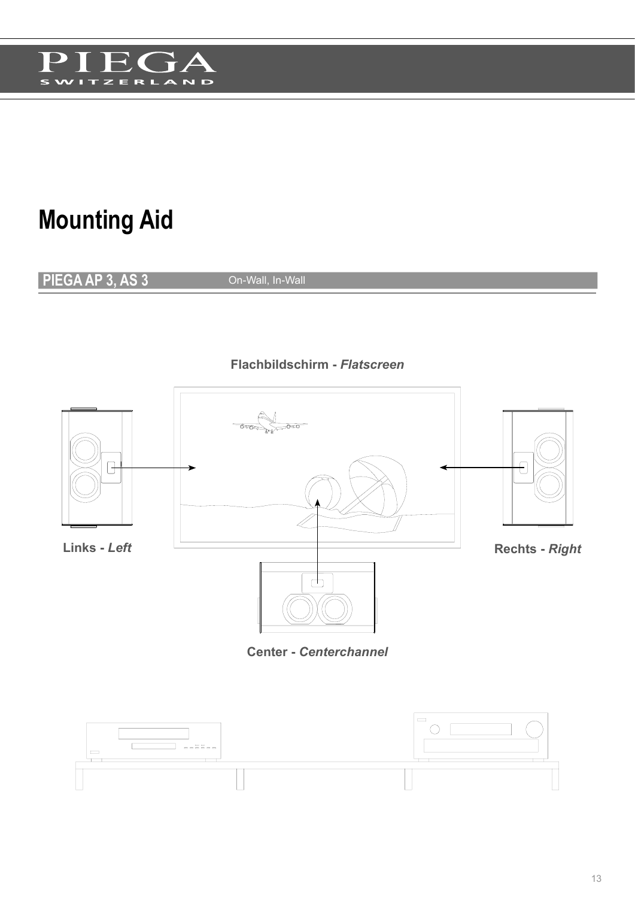# Mounting Aid

## PIEGA AP 3, AS 3

On-Wall, In-Wall

Flachbildschirm - *Flatscreen*

Links - *Left*

Rechts - *Right*

Center - *Centerchannel*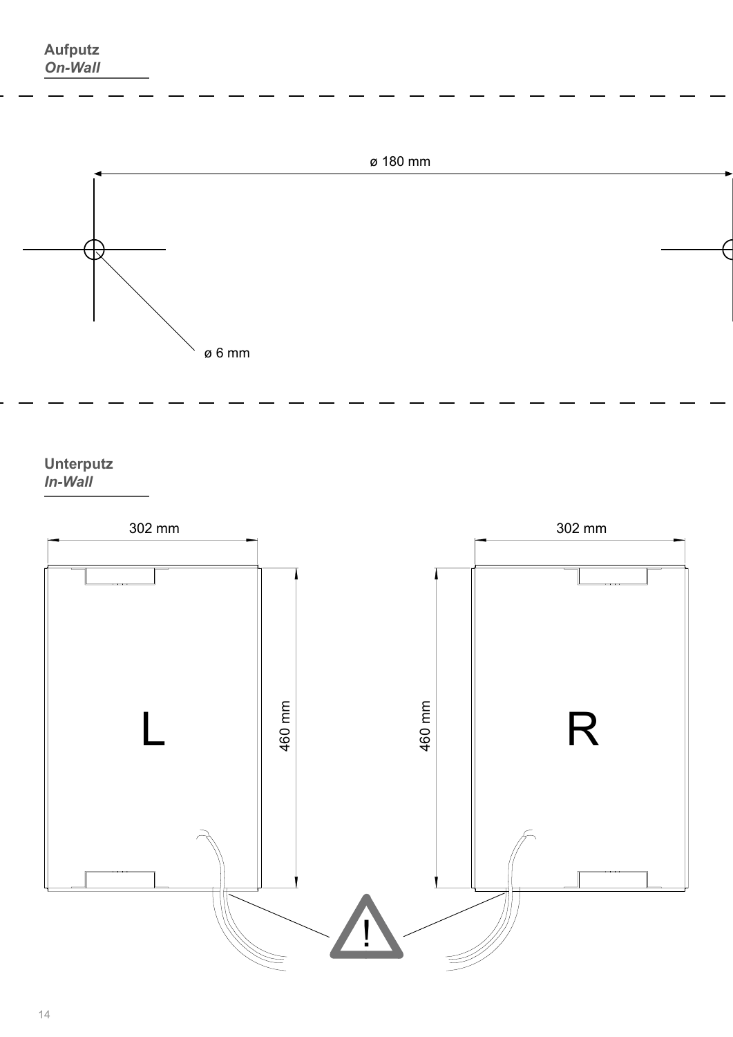**Aufputz**
***On-Wall***

ø 180 mm

ø 6 mm

**Unterputz**
***In-Wall***

302 mm

302 mm

460 mm

460 mm

L

R

!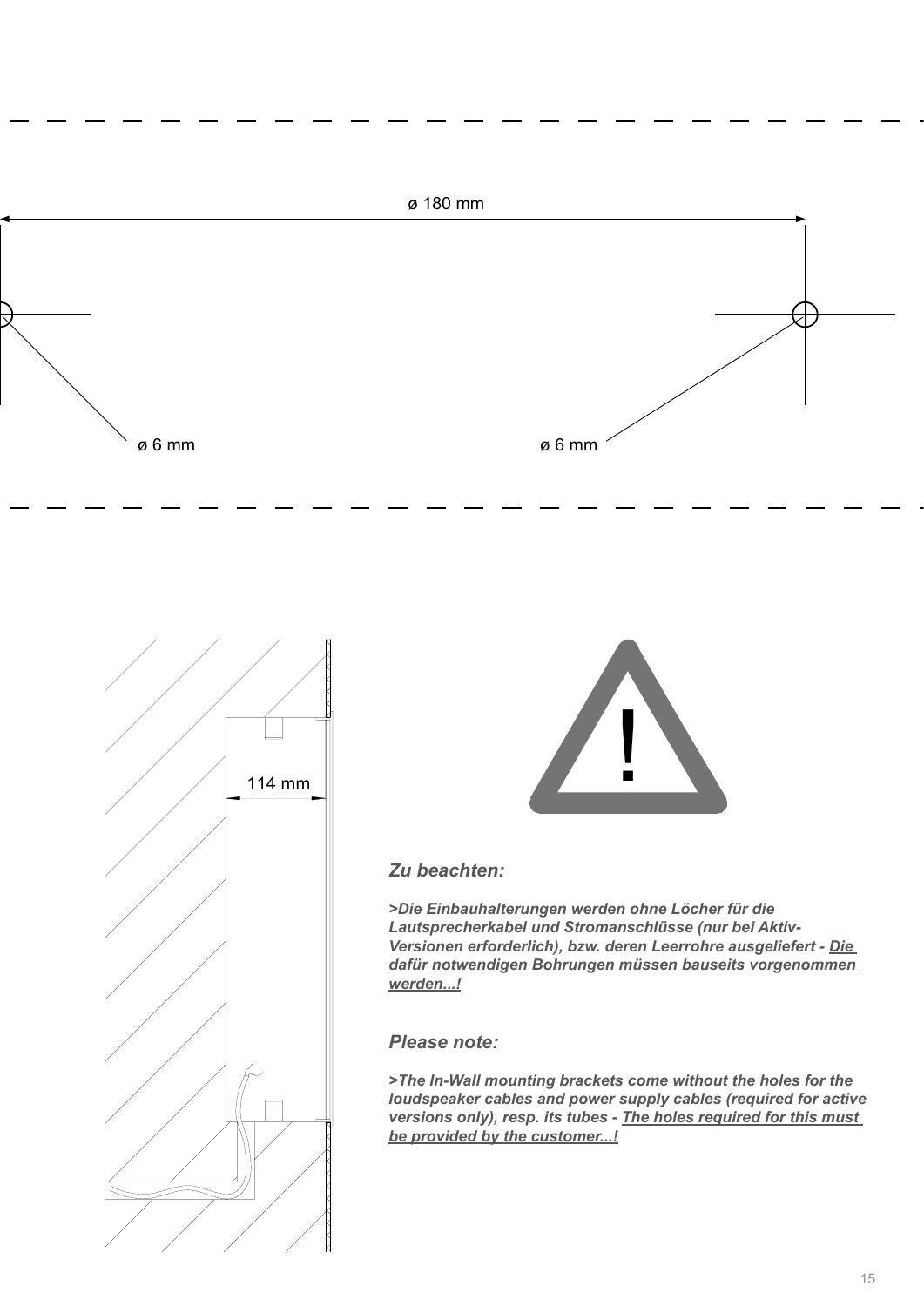ø 180 mm

ø 6 mm

ø 6 mm

114 mm

***Zu beachten:***

***>Die Einbauhalterungen werden ohne Löcher für die Lautsprecherkabel und Stromanschlüsse (nur bei Aktiv-Versionen erforderlich), bzw. deren Leerrohre ausgeliefert - <u>Die dafür notwendigen Bohrungen müssen bauseits vorgenommen werden...!</u>***

***Please note:***

***>The In-Wall mounting brackets come without the holes for the loudspeaker cables and power supply cables (required for active versions only), resp. its tubes - <u>The holes required for this must be provided by the customer...!</u>***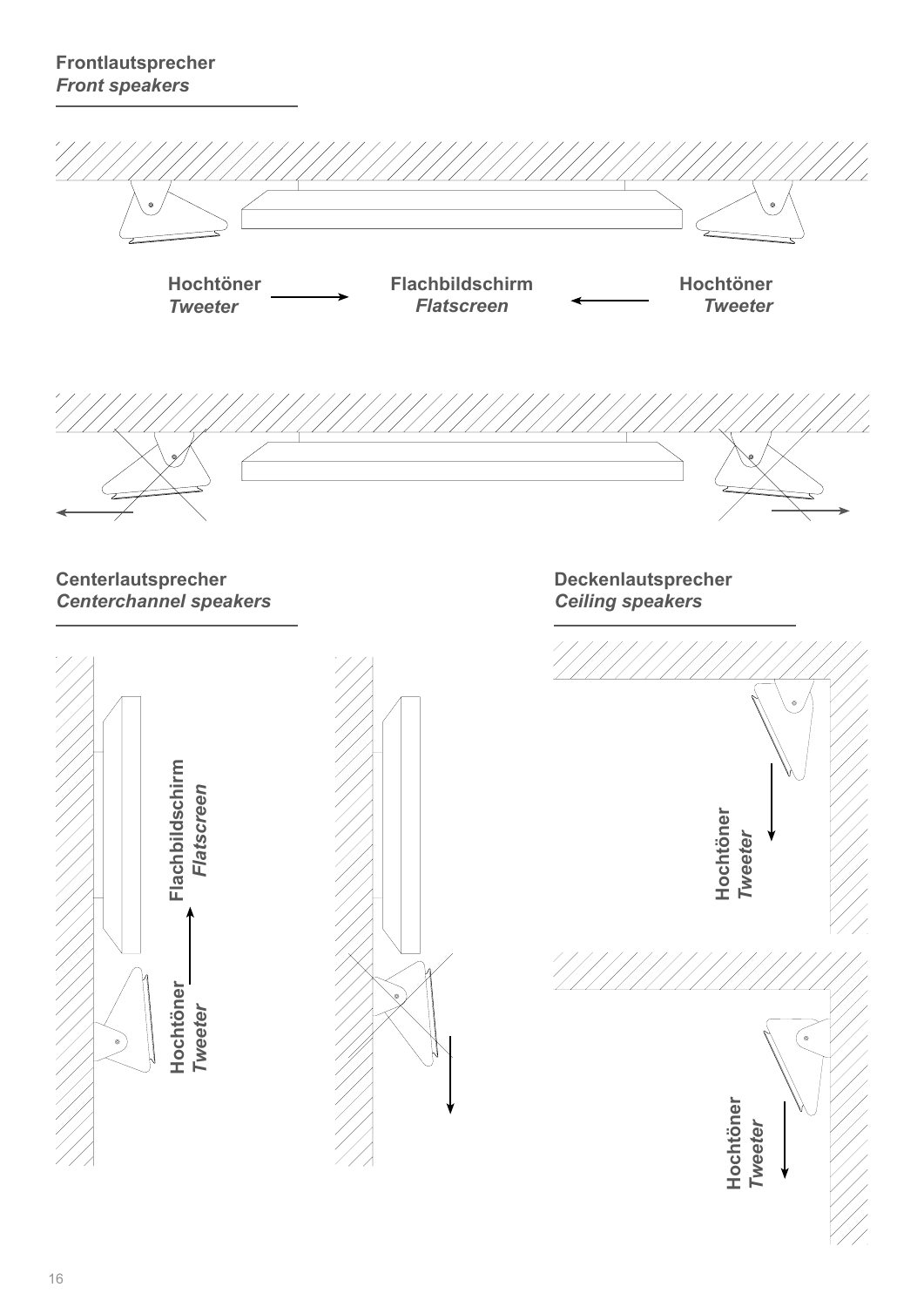**Frontlautsprecher**
***Front speakers***

**Hochtöner** *Tweeter*

**Flachbildschirm** *Flatscreen*

**Hochtöner** *Tweeter*

**Centerlautsprecher**
***Centerchannel speakers***

**Flachbildschirm** *Flatscreen*

**Hochtöner** *Tweeter*

**Deckenlautsprecher**
***Ceiling speakers***

**Hochtöner** *Tweeter*

**Hochtöner** *Tweeter*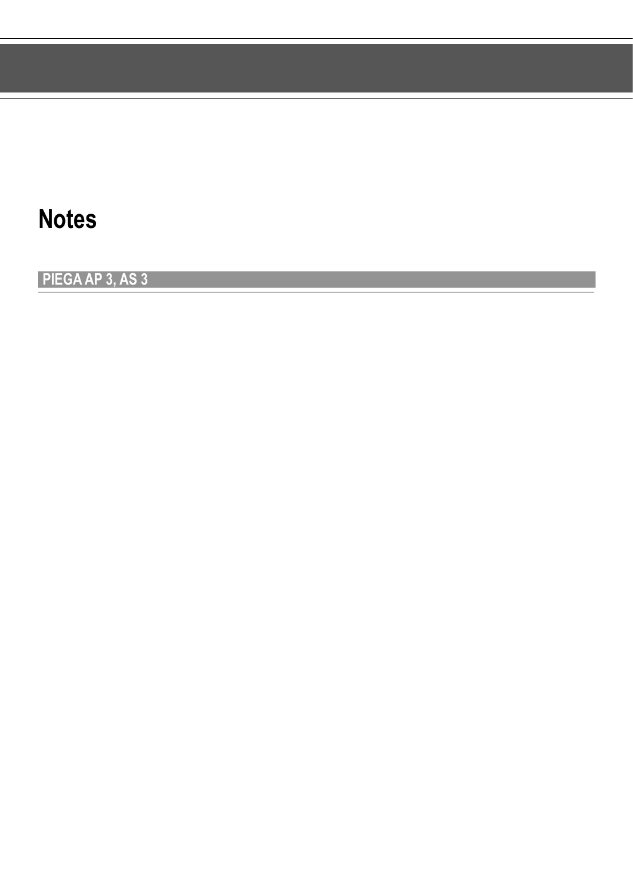# Notes

## PIEGA AP 3, AS 3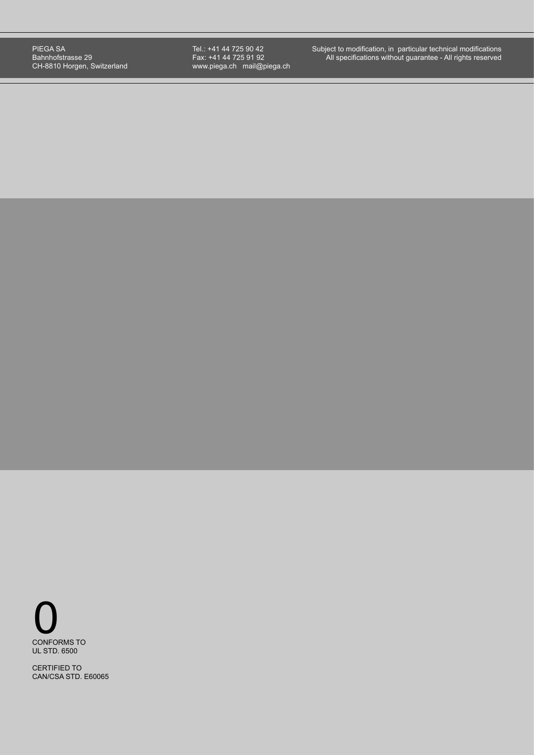PIEGA SA
Bahnhofstrasse 29
CH-8810 Horgen, Switzerland

Tel.: +41 44 725 90 42
Fax: +41 44 725 91 92
www.piega.ch mail@piega.ch

Subject to modification, in particular technical modifications
All specifications without guarantee - All rights reserved

0
CONFORMS TO
UL STD. 6500

CERTIFIED TO
CAN/CSA STD. E60065